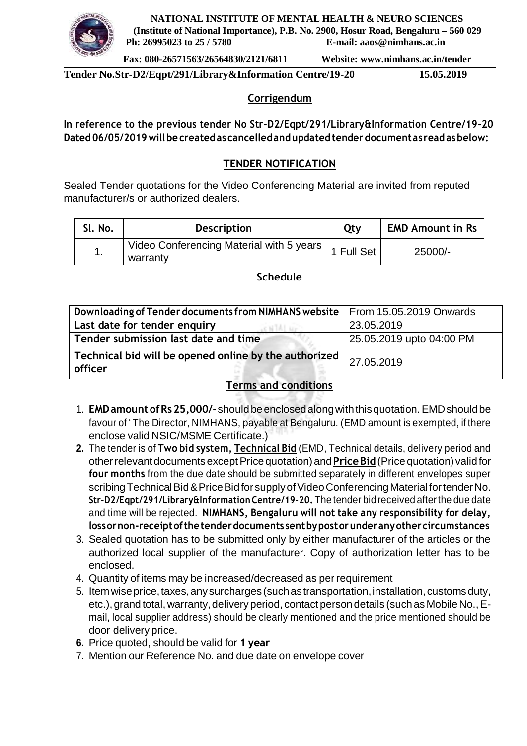**NATIONAL INSTITUTE OF MENTAL HEALTH & NEURO SCIENCES**
**(Institute of National Importance), P.B. No. 2900, Hosur Road, Bengaluru – 560 029**
**Ph: 26995023 to 25 / 5780 E-mail: aaos@nimhans.ac.in**
**Fax: 080-26571563/26564830/2121/6811 Website: www.nimhans.ac.in/tender**

**Tender No.Str-D2/Eqpt/291/Library&Information Centre/19-20 15.05.2019**

## Corrigendum

**In reference to the previous tender No Str-D2/Eqpt/291/Library&Information Centre/19-20 Dated 06/05/2019 will be created as cancelled and updated tender document as read as below:**

## TENDER NOTIFICATION

Sealed Tender quotations for the Video Conferencing Material are invited from reputed manufacturer/s or authorized dealers.

| Sl. No. | Description | Qty | EMD Amount in Rs |
|---|---|---|---|
| 1. | Video Conferencing Material with 5 years warranty | 1 Full Set | 25000/- |

### Schedule

| | |
|---|---|
| **Downloading of Tender documents from NIMHANS website** | From 15.05.2019 Onwards |
| **Last date for tender enquiry** | 23.05.2019 |
| **Tender submission last date and time** | 25.05.2019 upto 04:00 PM |
| **Technical bid will be opened online by the authorized officer** | 27.05.2019 |

### Terms and conditions

1. **EMD amount of Rs 25,000/-** should be enclosed along with this quotation. EMD should be favour of ' The Director, NIMHANS, payable at Bengaluru. (EMD amount is exempted, if there enclose valid NSIC/MSME Certificate.)
2. The tender is of **Two bid system, Technical Bid** (EMD, Technical details, delivery period and other relevant documents except Price quotation) and **Price Bid** (Price quotation) valid for **four months** from the due date should be submitted separately in different envelopes super scribing Technical Bid & Price Bid for supply of Video Conferencing Material for tender No. **Str-D2/Eqpt/291/Library&Information Centre/19-20.** The tender bid received after the due date and time will be rejected. **NIMHANS, Bengaluru will not take any responsibility for delay, loss or non-receipt of the tender documents sent by post or under any other circumstances**
3. Sealed quotation has to be submitted only by either manufacturer of the articles or the authorized local supplier of the manufacturer. Copy of authorization letter has to be enclosed.
4. Quantity of items may be increased/decreased as per requirement
5. Item wise price, taxes, any surcharges (such as transportation, installation, customs duty, etc.), grand total, warranty, delivery period, contact person details (such as Mobile No., E-mail, local supplier address) should be clearly mentioned and the price mentioned should be door delivery price.
6. Price quoted, should be valid for **1 year**
7. Mention our Reference No. and due date on envelope cover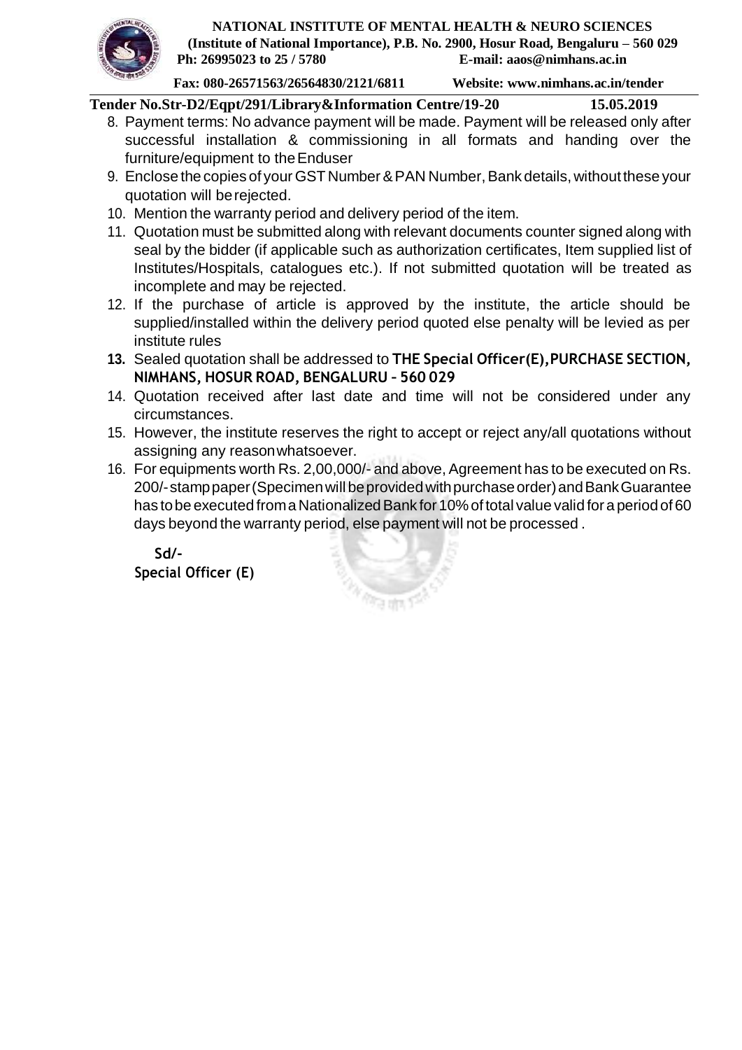8. Payment terms: No advance payment will be made. Payment will be released only after successful installation & commissioning in all formats and handing over the furniture/equipment to the Enduser
9. Enclose the copies of your GST Number & PAN Number, Bank details, without these your quotation will be rejected.
10. Mention the warranty period and delivery period of the item.
11. Quotation must be submitted along with relevant documents counter signed along with seal by the bidder (if applicable such as authorization certificates, Item supplied list of Institutes/Hospitals, catalogues etc.). If not submitted quotation will be treated as incomplete and may be rejected.
12. If the purchase of article is approved by the institute, the article should be supplied/installed within the delivery period quoted else penalty will be levied as per institute rules
13. Sealed quotation shall be addressed to **THE Special Officer(E), PURCHASE SECTION, NIMHANS, HOSUR ROAD, BENGALURU – 560 029**
14. Quotation received after last date and time will not be considered under any circumstances.
15. However, the institute reserves the right to accept or reject any/all quotations without assigning any reason whatsoever.
16. For equipments worth Rs. 2,00,000/- and above, Agreement has to be executed on Rs. 200/- stamp paper (Specimen will be provided with purchase order) and Bank Guarantee has to be executed from a Nationalized Bank for 10% of total value valid for a period of 60 days beyond the warranty period, else payment will not be processed .

**Sd/-**
**Special Officer (E)**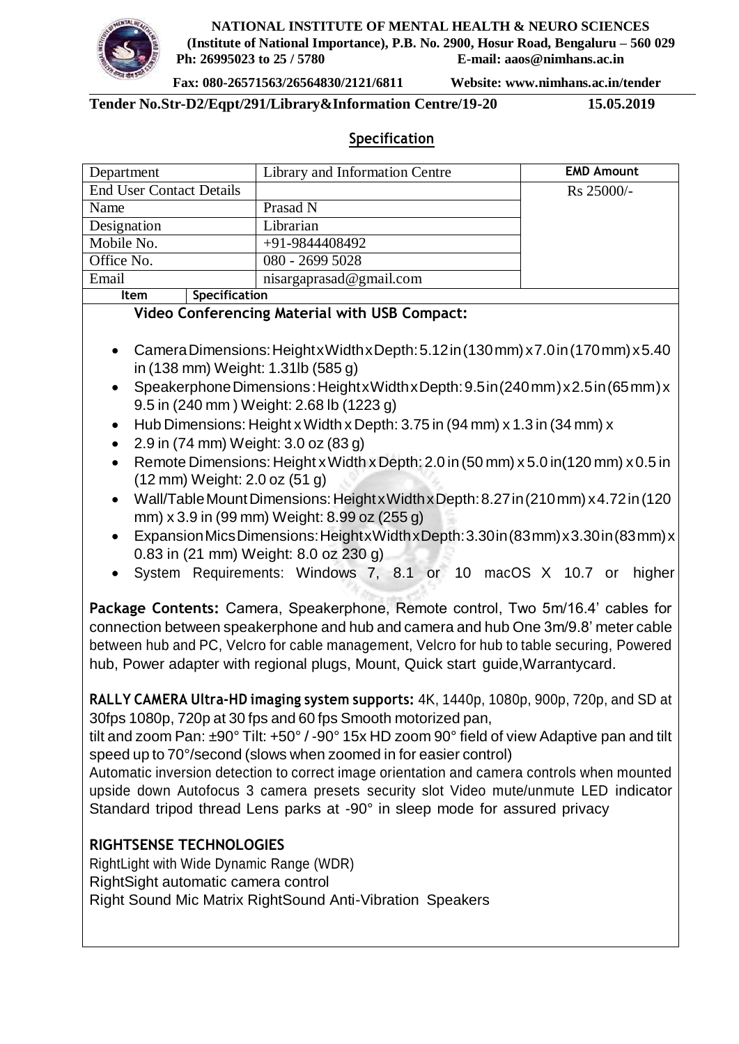**NATIONAL INSTITUTE OF MENTAL HEALTH & NEURO SCIENCES**
**(Institute of National Importance), P.B. No. 2900, Hosur Road, Bengaluru – 560 029**
**Ph: 26995023 to 25 / 5780 E-mail: aaos@nimhans.ac.in**
**Fax: 080-26571563/26564830/2121/6811 Website: www.nimhans.ac.in/tender**

**Tender No.Str-D2/Eqpt/291/Library&Information Centre/19-20 15.05.2019**

## Specification

| Department | Library and Information Centre | **EMD Amount** |
|---|---|---|
| End User Contact Details | | Rs 25000/- |
| Name | Prasad N | |
| Designation | Librarian | |
| Mobile No. | +91-9844408492 | |
| Office No. | 080 - 2699 5028 | |
| Email | nisargaprasad@gmail.com | |

| Item | Specification |
|---|---|

**Video Conferencing Material with USB Compact:**

- Camera Dimensions: Height x Width x Depth: 5.12 in (130 mm) x 7.0 in (170 mm) x 5.40 in (138 mm) Weight: 1.31lb (585 g)
- Speakerphone Dimensions : Height x Width x Depth: 9.5 in (240 mm) x 2.5 in (65 mm) x 9.5 in (240 mm ) Weight: 2.68 lb (1223 g)
- Hub Dimensions: Height x Width x Depth: 3.75 in (94 mm) x 1.3 in (34 mm) x
- 2.9 in (74 mm) Weight: 3.0 oz (83 g)
- Remote Dimensions: Height x Width x Depth: 2.0 in (50 mm) x 5.0 in(120 mm) x 0.5 in (12 mm) Weight: 2.0 oz (51 g)
- Wall/Table Mount Dimensions: Height x Width x Depth: 8.27 in (210 mm) x 4.72 in (120 mm) x 3.9 in (99 mm) Weight: 8.99 oz (255 g)
- Expansion Mics Dimensions: Height x Width x Depth: 3.30 in (83 mm) x 3.30 in (83 mm) x 0.83 in (21 mm) Weight: 8.0 oz 230 g)
- System Requirements: Windows 7, 8.1 or 10 macOS X 10.7 or higher

**Package Contents:** Camera, Speakerphone, Remote control, Two 5m/16.4' cables for connection between speakerphone and hub and camera and hub One 3m/9.8' meter cable between hub and PC, Velcro for cable management, Velcro for hub to table securing, Powered hub, Power adapter with regional plugs, Mount, Quick start guide,Warrantycard.

**RALLY CAMERA Ultra-HD imaging system supports:** 4K, 1440p, 1080p, 900p, 720p, and SD at 30fps 1080p, 720p at 30 fps and 60 fps Smooth motorized pan,
tilt and zoom Pan: ±90° Tilt: +50° / -90° 15x HD zoom 90° field of view Adaptive pan and tilt speed up to 70°/second (slows when zoomed in for easier control)
Automatic inversion detection to correct image orientation and camera controls when mounted upside down Autofocus 3 camera presets security slot Video mute/unmute LED indicator Standard tripod thread Lens parks at -90° in sleep mode for assured privacy

**RIGHTSENSE TECHNOLOGIES**

RightLight with Wide Dynamic Range (WDR)
RightSight automatic camera control
Right Sound Mic Matrix RightSound Anti-Vibration Speakers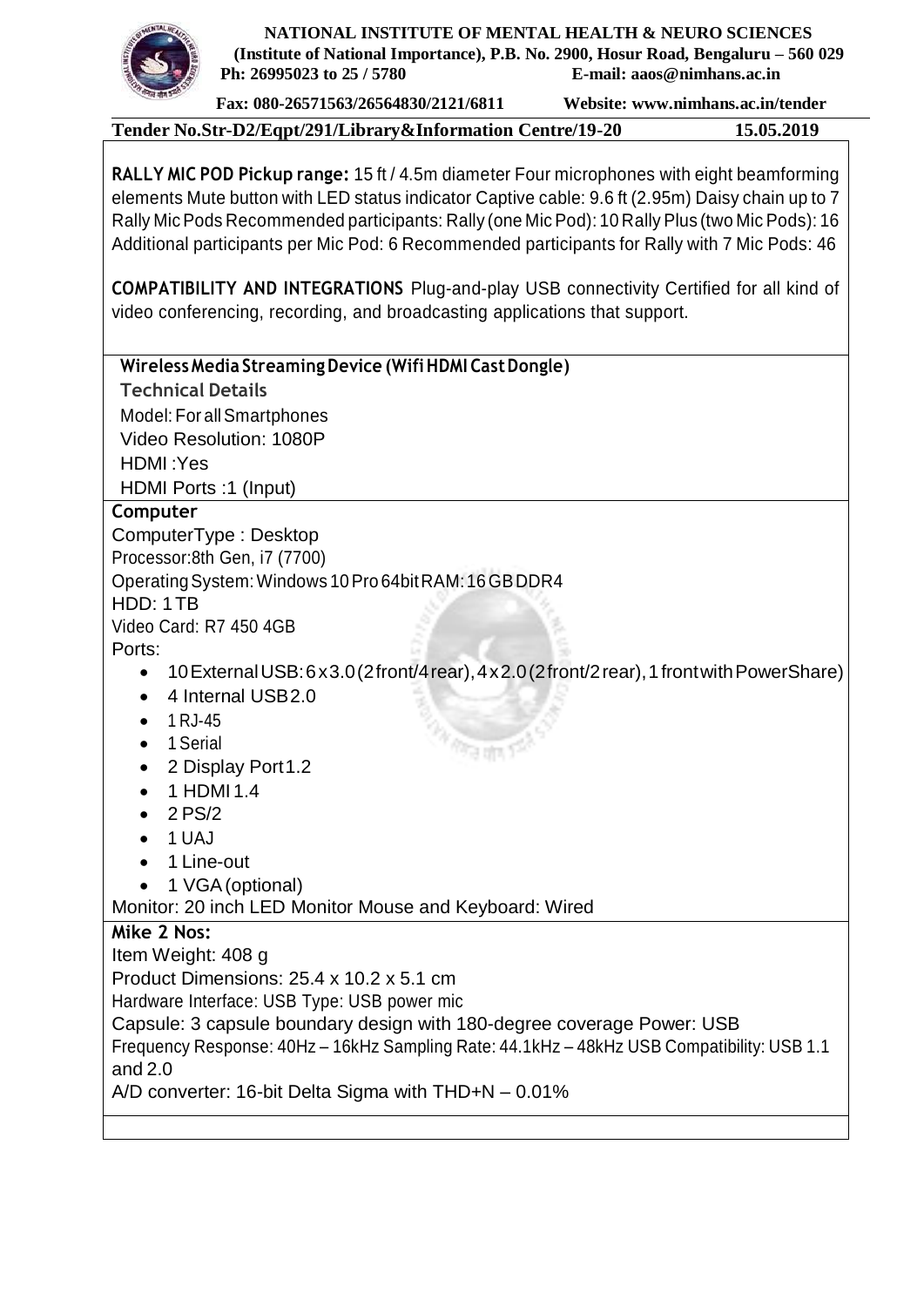**NATIONAL INSTITUTE OF MENTAL HEALTH & NEURO SCIENCES**
**(Institute of National Importance), P.B. No. 2900, Hosur Road, Bengaluru – 560 029**
**Ph: 26995023 to 25 / 5780 E-mail: aaos@nimhans.ac.in**
**Fax: 080-26571563/26564830/2121/6811 Website: www.nimhans.ac.in/tender**

**Tender No.Str-D2/Eqpt/291/Library&Information Centre/19-20 15.05.2019**

**RALLY MIC POD Pickup range:** 15 ft / 4.5m diameter Four microphones with eight beamforming elements Mute button with LED status indicator Captive cable: 9.6 ft (2.95m) Daisy chain up to 7 Rally Mic Pods Recommended participants: Rally (one Mic Pod): 10 Rally Plus (two Mic Pods): 16 Additional participants per Mic Pod: 6 Recommended participants for Rally with 7 Mic Pods: 46

**COMPATIBILITY AND INTEGRATIONS** Plug-and-play USB connectivity Certified for all kind of video conferencing, recording, and broadcasting applications that support.

**Wireless Media Streaming Device (Wifi HDMI Cast Dongle)**

**Technical Details**

Model: For all Smartphones
Video Resolution: 1080P
HDMI :Yes
HDMI Ports :1 (Input)

**Computer**

ComputerType : Desktop
Processor:8th Gen, i7 (7700)
Operating System: Windows 10 Pro 64bit RAM: 16 GB DDR4
HDD: 1 TB
Video Card: R7 450 4GB
Ports:

- 10 External USB: 6 x 3.0 (2 front/4 rear), 4 x 2.0 (2 front/2 rear), 1 front with PowerShare)
- 4 Internal USB2.0
- 1 RJ-45
- 1 Serial
- 2 Display Port1.2
- 1 HDMI 1.4
- 2 PS/2
- 1 UAJ
- 1 Line-out
- 1 VGA (optional)

Monitor: 20 inch LED Monitor Mouse and Keyboard: Wired

**Mike 2 Nos:**

Item Weight: 408 g
Product Dimensions: 25.4 x 10.2 x 5.1 cm
Hardware Interface: USB Type: USB power mic
Capsule: 3 capsule boundary design with 180-degree coverage Power: USB
Frequency Response: 40Hz – 16kHz Sampling Rate: 44.1kHz – 48kHz USB Compatibility: USB 1.1 and 2.0
A/D converter: 16-bit Delta Sigma with THD+N – 0.01%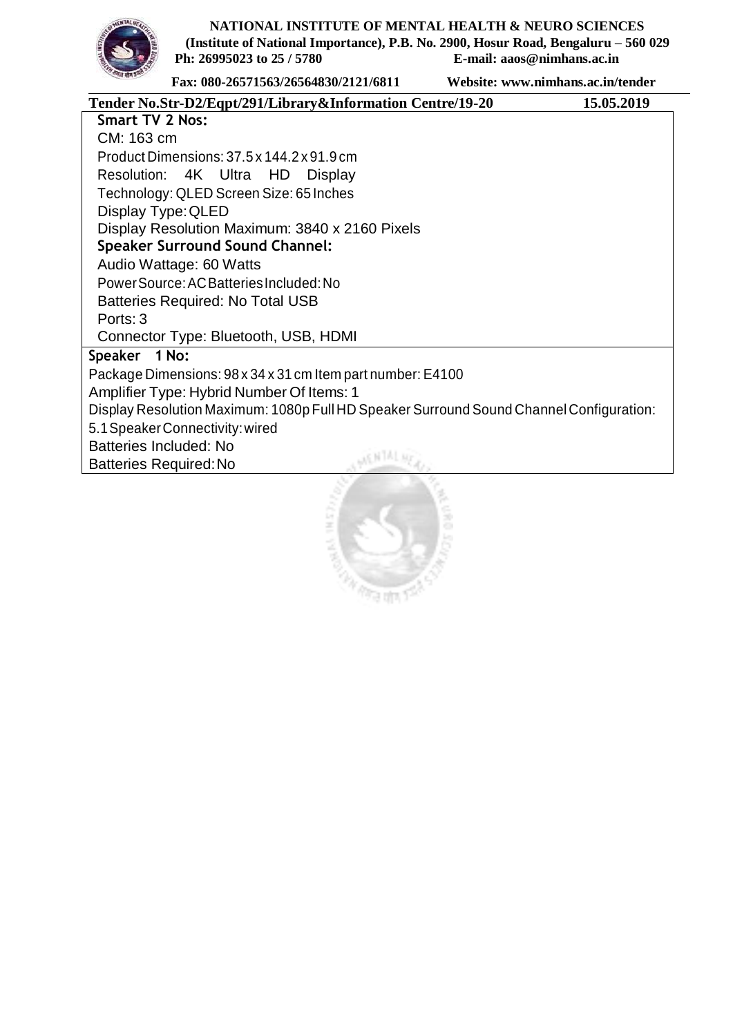**NATIONAL INSTITUTE OF MENTAL HEALTH & NEURO SCIENCES**
**(Institute of National Importance), P.B. No. 2900, Hosur Road, Bengaluru – 560 029**
**Ph: 26995023 to 25 / 5780** **E-mail: aaos@nimhans.ac.in**
**Fax: 080-26571563/26564830/2121/6811** **Website: www.nimhans.ac.in/tender**

**Tender No.Str-D2/Eqpt/291/Library&Information Centre/19-20** **15.05.2019**

**Smart TV 2 Nos:**

CM: 163 cm
Product Dimensions: 37.5 x 144.2 x 91.9 cm
Resolution: 4K Ultra HD Display
Technology: QLED Screen Size: 65 Inches
Display Type: QLED
Display Resolution Maximum: 3840 x 2160 Pixels

**Speaker Surround Sound Channel:**

Audio Wattage: 60 Watts
Power Source: AC Batteries Included: No
Batteries Required: No Total USB
Ports: 3
Connector Type: Bluetooth, USB, HDMI

**Speaker 1 No:**

Package Dimensions: 98 x 34 x 31 cm Item part number: E4100
Amplifier Type: Hybrid Number Of Items: 1
Display Resolution Maximum: 1080p Full HD Speaker Surround Sound Channel Configuration: 5.1 Speaker Connectivity: wired
Batteries Included: No
Batteries Required: No